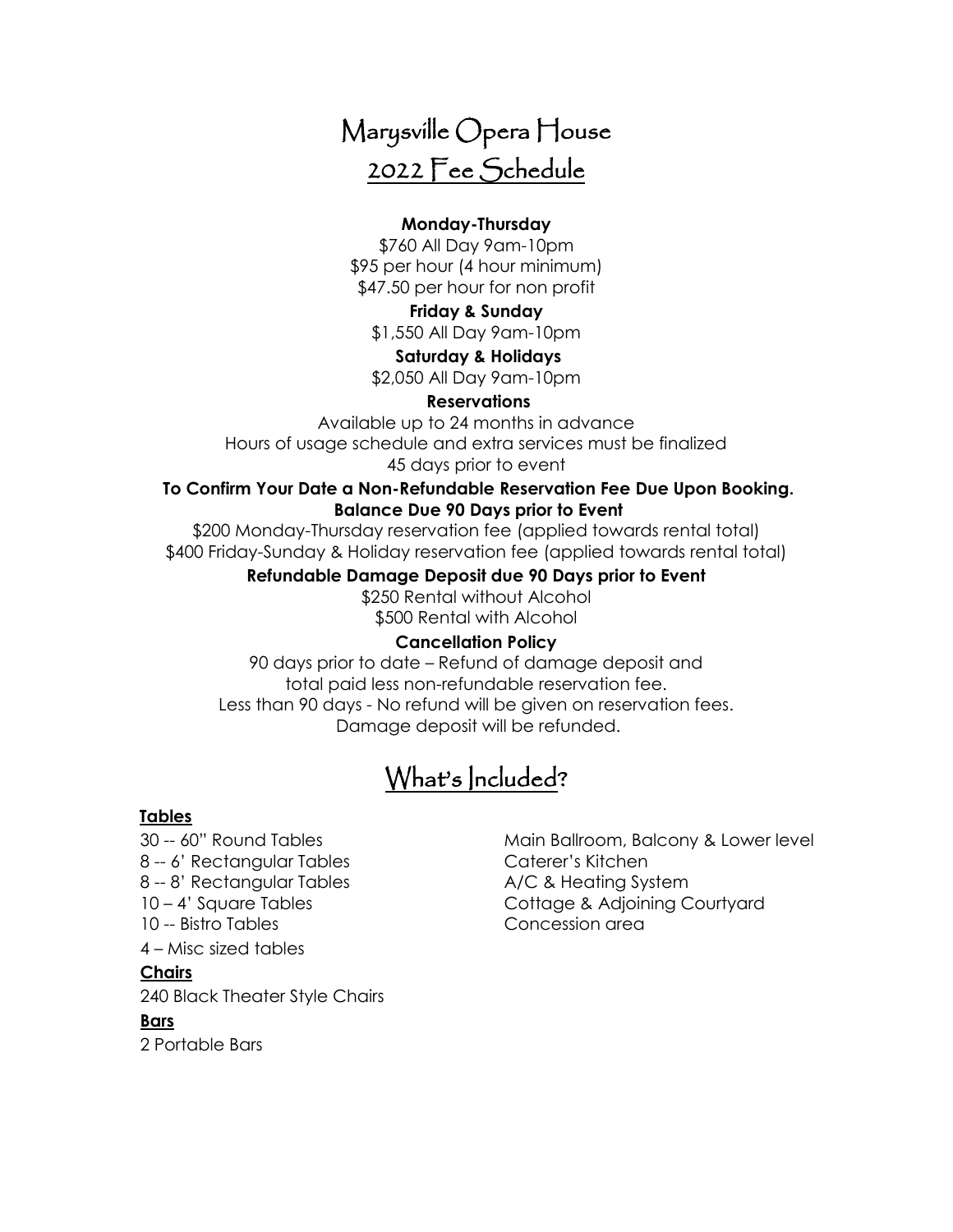# Marysville Opera House
## 2022 Fee Schedule

**Monday-Thursday**

$760 All Day 9am-10pm
$95 per hour (4 hour minimum)
$47.50 per hour for non profit

**Friday & Sunday**

$1,550 All Day 9am-10pm

**Saturday & Holidays**

$2,050 All Day 9am-10pm

**Reservations**

Available up to 24 months in advance
Hours of usage schedule and extra services must be finalized
45 days prior to event

**To Confirm Your Date a Non-Refundable Reservation Fee Due Upon Booking.**
**Balance Due 90 Days prior to Event**

$200 Monday-Thursday reservation fee (applied towards rental total)
$400 Friday-Sunday & Holiday reservation fee (applied towards rental total)

**Refundable Damage Deposit due 90 Days prior to Event**

$250 Rental without Alcohol
$500 Rental with Alcohol

**Cancellation Policy**

90 days prior to date – Refund of damage deposit and
total paid less non-refundable reservation fee.
Less than 90 days - No refund will be given on reservation fees.
Damage deposit will be refunded.

## What's Included?

**Tables**

30 -- 60" Round Tables
8 -- 6' Rectangular Tables
8 -- 8' Rectangular Tables
10 – 4' Square Tables
10 -- Bistro Tables
4 – Misc sized tables

**Chairs**

240 Black Theater Style Chairs

**Bars**

2 Portable Bars

Main Ballroom, Balcony & Lower level
Caterer's Kitchen
A/C & Heating System
Cottage & Adjoining Courtyard
Concession area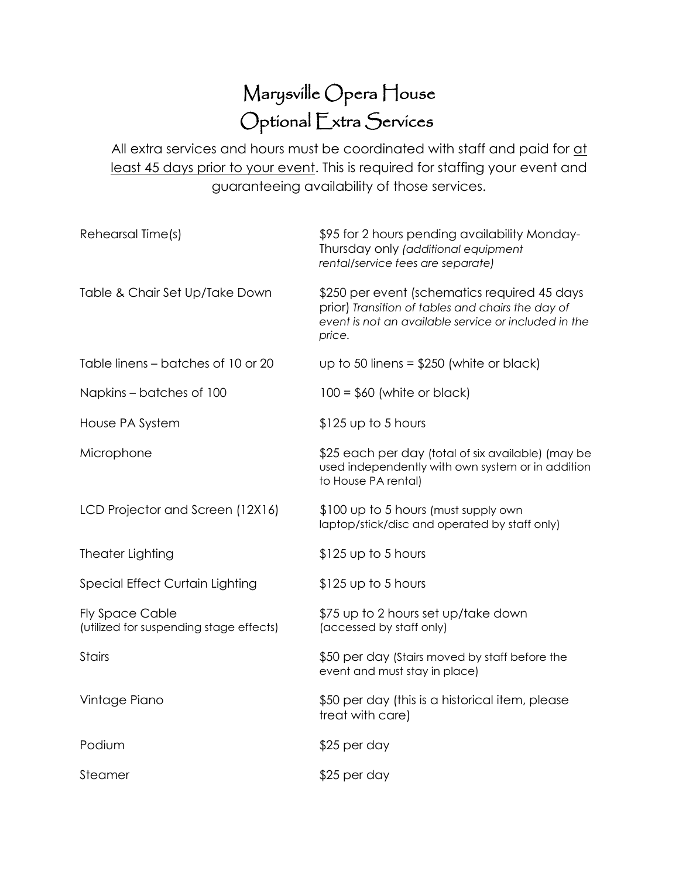# Marysville Opera House
# Optional Extra Services

All extra services and hours must be coordinated with staff and paid for <u>at least 45 days prior to your event</u>. This is required for staffing your event and guaranteeing availability of those services.

| Service | Price |
| --- | --- |
| Rehearsal Time(s) | $95 for 2 hours pending availability Monday-Thursday only *(additional equipment rental/service fees are separate)* |
| Table & Chair Set Up/Take Down | $250 per event (schematics required 45 days prior) *Transition of tables and chairs the day of event is not an available service or included in the price.* |
| Table linens – batches of 10 or 20 | up to 50 linens = $250 (white or black) |
| Napkins – batches of 100 | 100 = $60 (white or black) |
| House PA System | $125 up to 5 hours |
| Microphone | $25 each per day (total of six available) (may be used independently with own system or in addition to House PA rental) |
| LCD Projector and Screen (12X16) | $100 up to 5 hours (must supply own laptop/stick/disc and operated by staff only) |
| Theater Lighting | $125 up to 5 hours |
| Special Effect Curtain Lighting | $125 up to 5 hours |
| Fly Space Cable (utilized for suspending stage effects) | $75 up to 2 hours set up/take down (accessed by staff only) |
| Stairs | $50 per day (Stairs moved by staff before the event and must stay in place) |
| Vintage Piano | $50 per day (this is a historical item, please treat with care) |
| Podium | $25 per day |
| Steamer | $25 per day |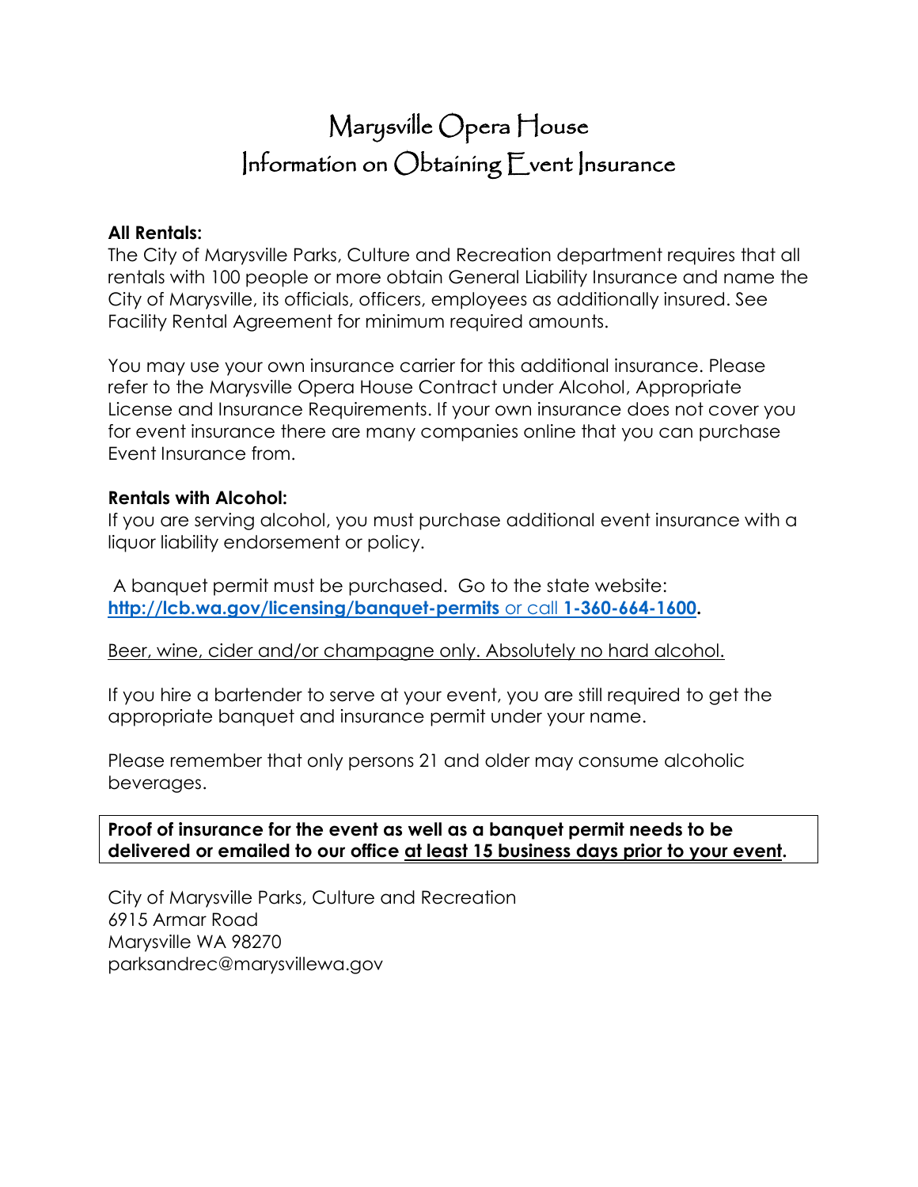# Marysville Opera House
# Information on Obtaining Event Insurance

**All Rentals:**
The City of Marysville Parks, Culture and Recreation department requires that all rentals with 100 people or more obtain General Liability Insurance and name the City of Marysville, its officials, officers, employees as additionally insured. See Facility Rental Agreement for minimum required amounts.

You may use your own insurance carrier for this additional insurance. Please refer to the Marysville Opera House Contract under Alcohol, Appropriate License and Insurance Requirements. If your own insurance does not cover you for event insurance there are many companies online that you can purchase Event Insurance from.

**Rentals with Alcohol:**
If you are serving alcohol, you must purchase additional event insurance with a liquor liability endorsement or policy.

A banquet permit must be purchased. Go to the state website: **http://lcb.wa.gov/licensing/banquet-permits** or call **1-360-664-1600.**

<u>Beer, wine, cider and/or champagne only. Absolutely no hard alcohol.</u>

If you hire a bartender to serve at your event, you are still required to get the appropriate banquet and insurance permit under your name.

Please remember that only persons 21 and older may consume alcoholic beverages.

**Proof of insurance for the event as well as a banquet permit needs to be delivered or emailed to our office <u>at least 15 business days prior to your event</u>.**

City of Marysville Parks, Culture and Recreation
6915 Armar Road
Marysville WA 98270
parksandrec@marysvillewa.gov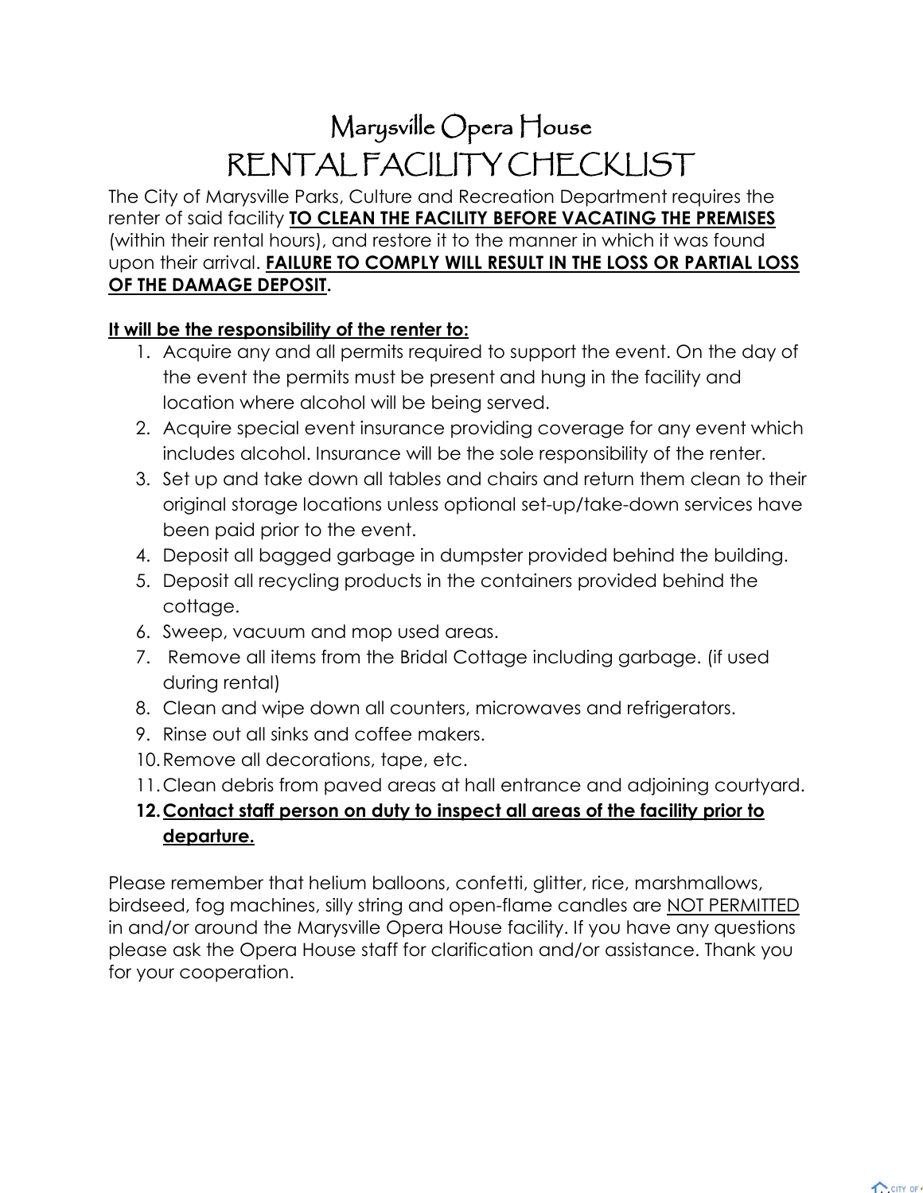# Marysville Opera House

# RENTAL FACILITY CHECKLIST

The City of Marysville Parks, Culture and Recreation Department requires the renter of said facility **TO CLEAN THE FACILITY BEFORE VACATING THE PREMISES** (within their rental hours), and restore it to the manner in which it was found upon their arrival. **FAILURE TO COMPLY WILL RESULT IN THE LOSS OR PARTIAL LOSS OF THE DAMAGE DEPOSIT.**

**It will be the responsibility of the renter to:**

1. Acquire any and all permits required to support the event. On the day of the event the permits must be present and hung in the facility and location where alcohol will be being served.
2. Acquire special event insurance providing coverage for any event which includes alcohol. Insurance will be the sole responsibility of the renter.
3. Set up and take down all tables and chairs and return them clean to their original storage locations unless optional set-up/take-down services have been paid prior to the event.
4. Deposit all bagged garbage in dumpster provided behind the building.
5. Deposit all recycling products in the containers provided behind the cottage.
6. Sweep, vacuum and mop used areas.
7. Remove all items from the Bridal Cottage including garbage. (if used during rental)
8. Clean and wipe down all counters, microwaves and refrigerators.
9. Rinse out all sinks and coffee makers.
10. Remove all decorations, tape, etc.
11. Clean debris from paved areas at hall entrance and adjoining courtyard.
12. **Contact staff person on duty to inspect all areas of the facility prior to departure.**

Please remember that helium balloons, confetti, glitter, rice, marshmallows, birdseed, fog machines, silly string and open-flame candles are NOT PERMITTED in and/or around the Marysville Opera House facility. If you have any questions please ask the Opera House staff for clarification and/or assistance. Thank you for your cooperation.